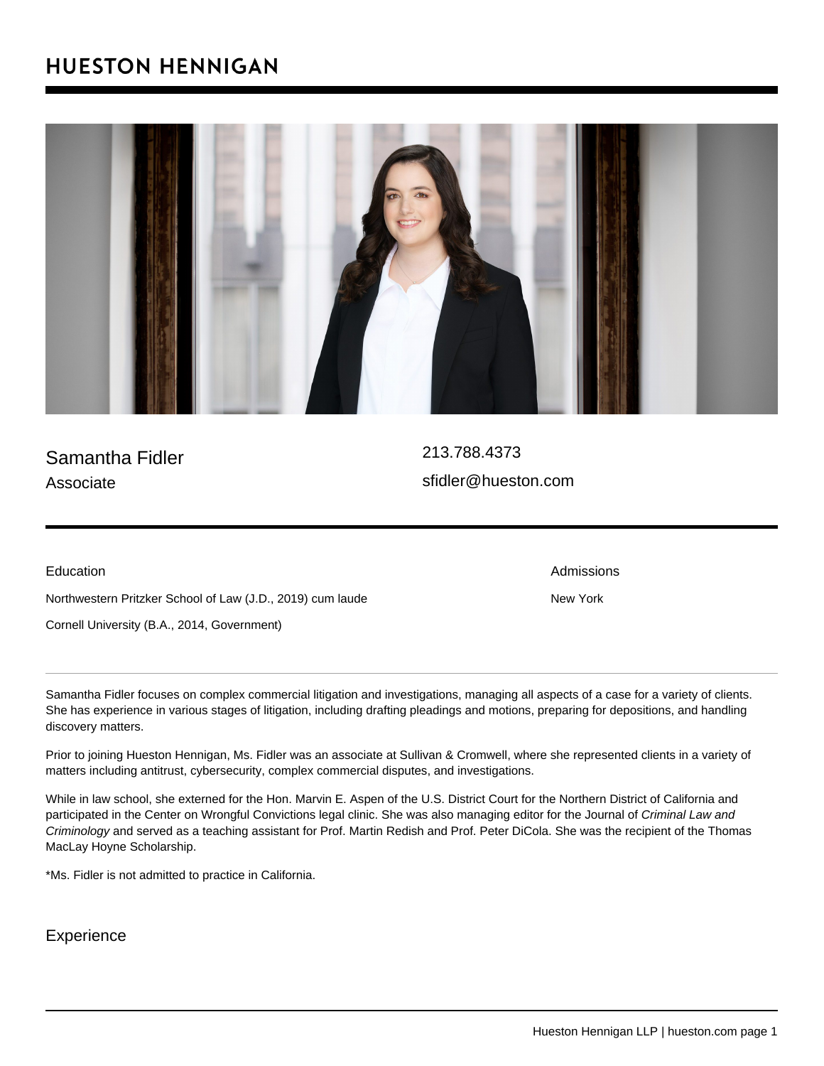# HUESTON HENNIGAN

## Samantha Fidler

Associate

213.788.4373

sfidler@hueston.com

### Education

Northwestern Pritzker School of Law (J.D., 2019) cum laude

Cornell University (B.A., 2014, Government)

### Admissions

New York

Samantha Fidler focuses on complex commercial litigation and investigations, managing all aspects of a case for a variety of clients. She has experience in various stages of litigation, including drafting pleadings and motions, preparing for depositions, and handling discovery matters.

Prior to joining Hueston Hennigan, Ms. Fidler was an associate at Sullivan & Cromwell, where she represented clients in a variety of matters including antitrust, cybersecurity, complex commercial disputes, and investigations.

While in law school, she externed for the Hon. Marvin E. Aspen of the U.S. District Court for the Northern District of California and participated in the Center on Wrongful Convictions legal clinic. She was also managing editor for the Journal of *Criminal Law and Criminology* and served as a teaching assistant for Prof. Martin Redish and Prof. Peter DiCola. She was the recipient of the Thomas MacLay Hoyne Scholarship.

*Ms. Fidler is not admitted to practice in California.

## Experience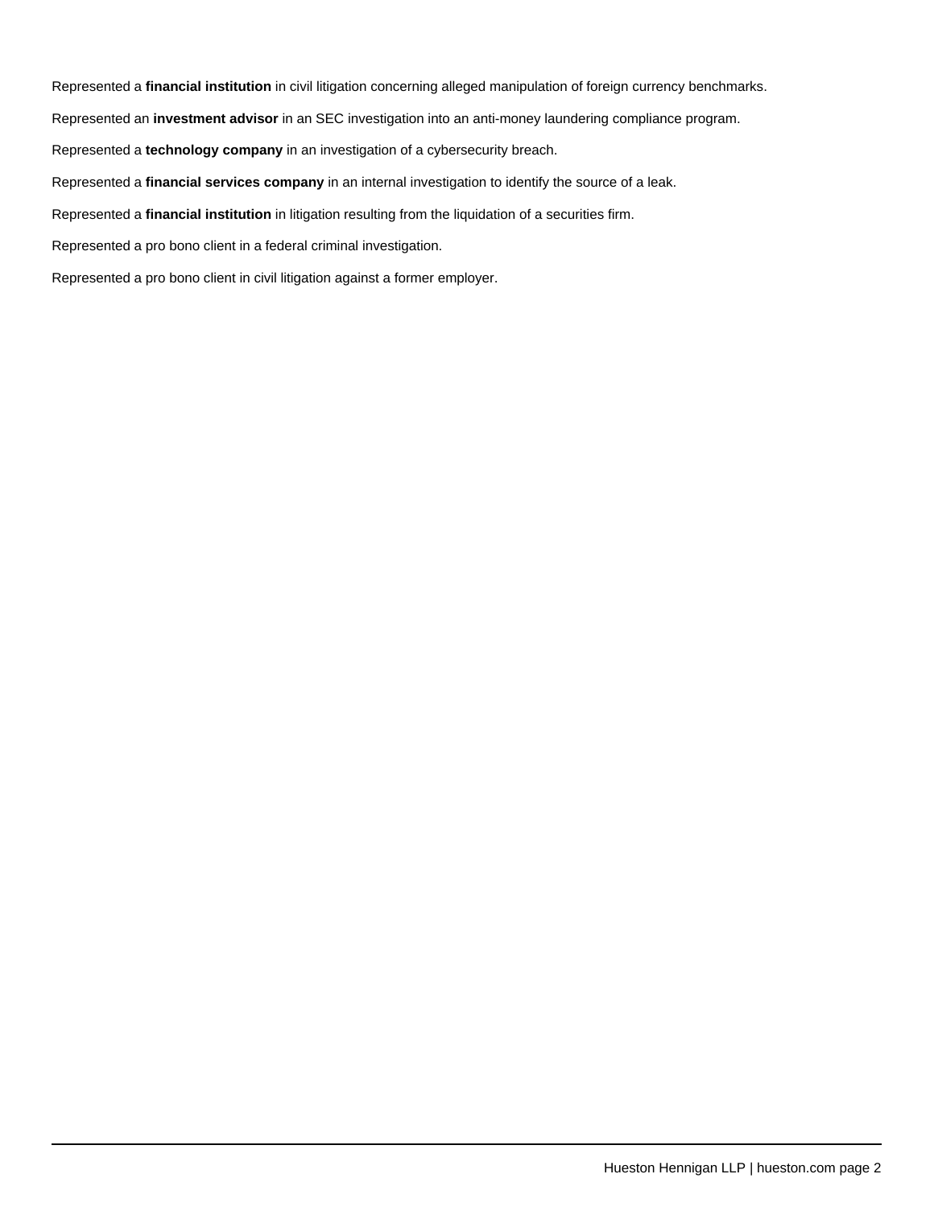Represented a **financial institution** in civil litigation concerning alleged manipulation of foreign currency benchmarks.

Represented an **investment advisor** in an SEC investigation into an anti-money laundering compliance program.

Represented a **technology company** in an investigation of a cybersecurity breach.

Represented a **financial services company** in an internal investigation to identify the source of a leak.

Represented a **financial institution** in litigation resulting from the liquidation of a securities firm.

Represented a pro bono client in a federal criminal investigation.

Represented a pro bono client in civil litigation against a former employer.